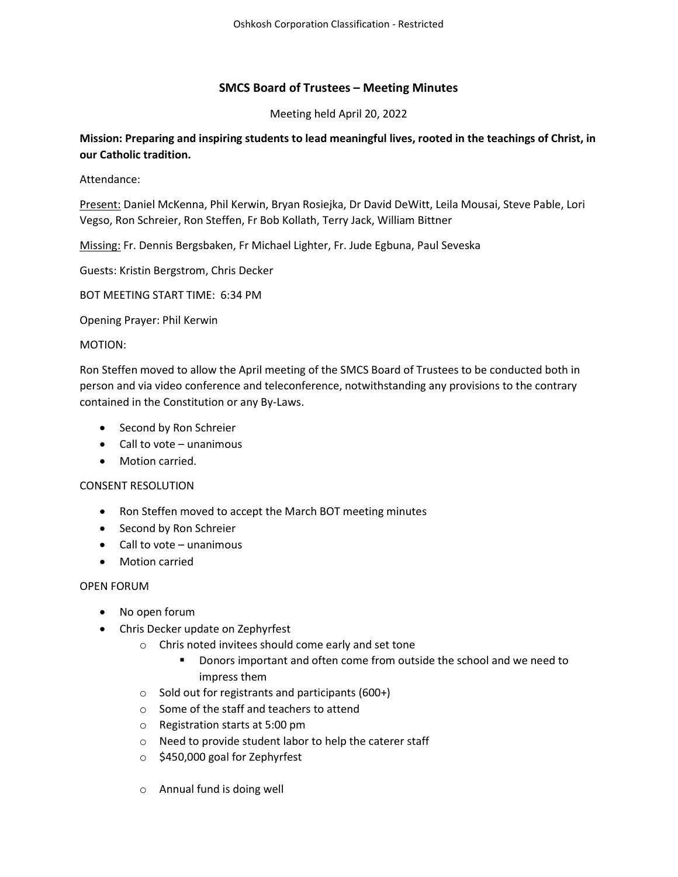# SMCS Board of Trustees – Meeting Minutes

Meeting held April 20, 2022

**Mission: Preparing and inspiring students to lead meaningful lives, rooted in the teachings of Christ, in our Catholic tradition.**

Attendance:

Present: Daniel McKenna, Phil Kerwin, Bryan Rosiejka, Dr David DeWitt, Leila Mousai, Steve Pable, Lori Vegso, Ron Schreier, Ron Steffen, Fr Bob Kollath, Terry Jack, William Bittner

Missing: Fr. Dennis Bergsbaken, Fr Michael Lighter, Fr. Jude Egbuna, Paul Seveska

Guests: Kristin Bergstrom, Chris Decker

BOT MEETING START TIME: 6:34 PM

Opening Prayer: Phil Kerwin

MOTION:

Ron Steffen moved to allow the April meeting of the SMCS Board of Trustees to be conducted both in person and via video conference and teleconference, notwithstanding any provisions to the contrary contained in the Constitution or any By-Laws.

- Second by Ron Schreier
- Call to vote – unanimous
- Motion carried.

CONSENT RESOLUTION

- Ron Steffen moved to accept the March BOT meeting minutes
- Second by Ron Schreier
- Call to vote – unanimous
- Motion carried

OPEN FORUM

- No open forum
- Chris Decker update on Zephyrfest
  - Chris noted invitees should come early and set tone
    - Donors important and often come from outside the school and we need to impress them
  - Sold out for registrants and participants (600+)
  - Some of the staff and teachers to attend
  - Registration starts at 5:00 pm
  - Need to provide student labor to help the caterer staff
  - $450,000 goal for Zephyrfest
  - Annual fund is doing well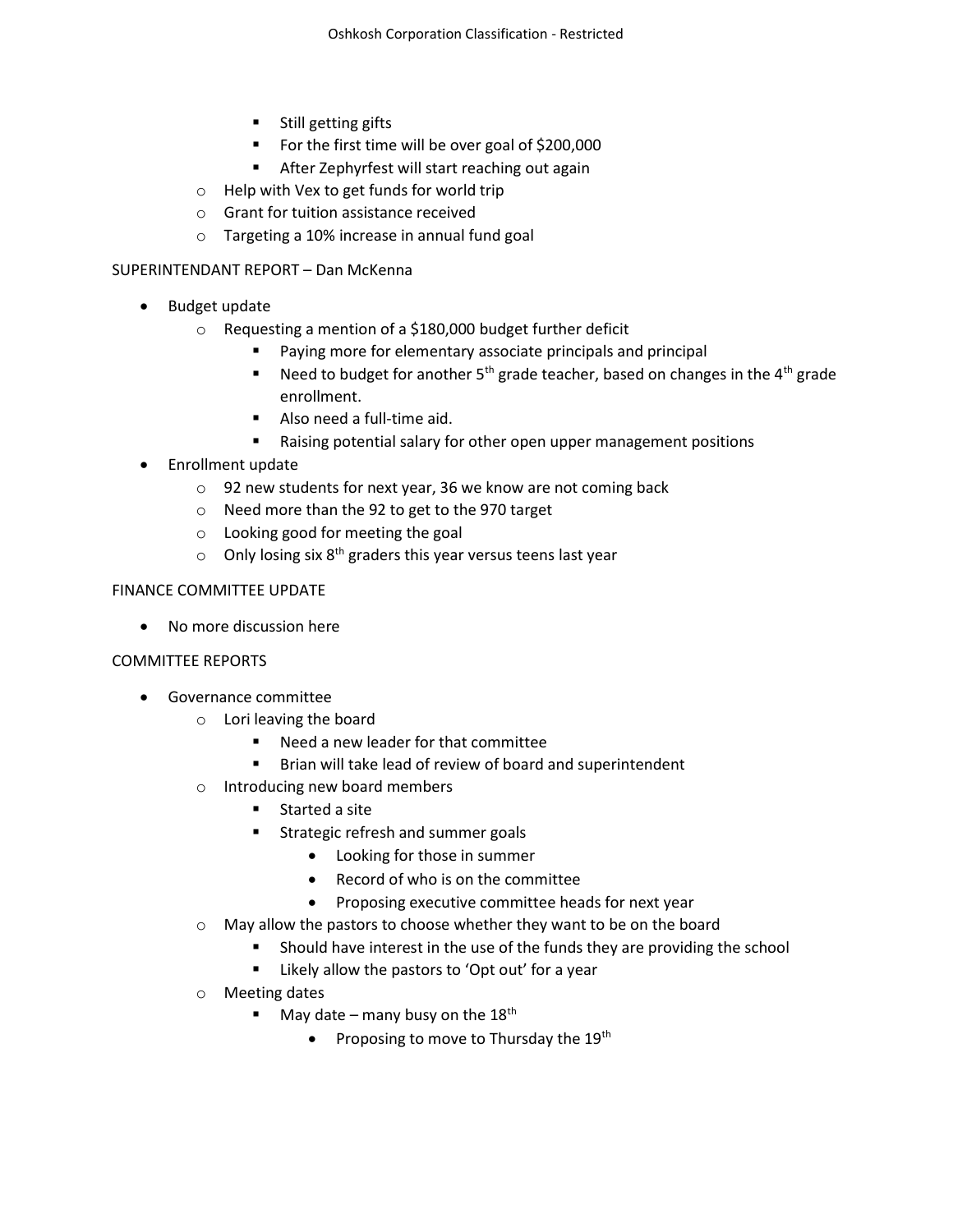- Still getting gifts
- For the first time will be over goal of $200,000
- After Zephyrfest will start reaching out again

- Help with Vex to get funds for world trip
- Grant for tuition assistance received
- Targeting a 10% increase in annual fund goal

SUPERINTENDANT REPORT – Dan McKenna

- Budget update
  - Requesting a mention of a $180,000 budget further deficit
    - Paying more for elementary associate principals and principal
    - Need to budget for another 5th grade teacher, based on changes in the 4th grade enrollment.
    - Also need a full-time aid.
    - Raising potential salary for other open upper management positions
- Enrollment update
  - 92 new students for next year, 36 we know are not coming back
  - Need more than the 92 to get to the 970 target
  - Looking good for meeting the goal
  - Only losing six 8th graders this year versus teens last year

FINANCE COMMITTEE UPDATE

- No more discussion here

COMMITTEE REPORTS

- Governance committee
  - Lori leaving the board
    - Need a new leader for that committee
    - Brian will take lead of review of board and superintendent
  - Introducing new board members
    - Started a site
    - Strategic refresh and summer goals
      - Looking for those in summer
      - Record of who is on the committee
      - Proposing executive committee heads for next year
  - May allow the pastors to choose whether they want to be on the board
    - Should have interest in the use of the funds they are providing the school
    - Likely allow the pastors to 'Opt out' for a year
  - Meeting dates
    - May date – many busy on the 18th
      - Proposing to move to Thursday the 19th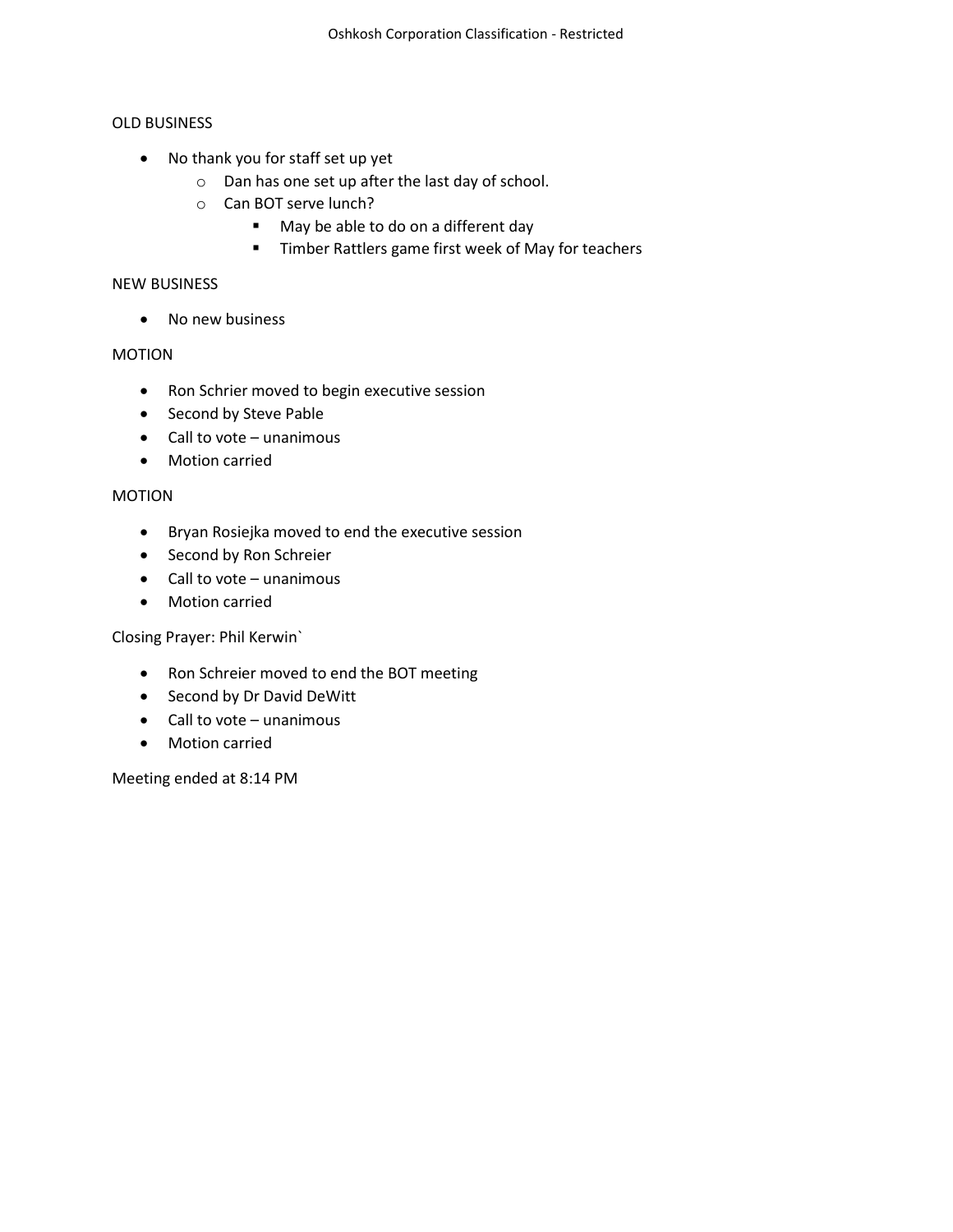OLD BUSINESS

- No thank you for staff set up yet
  - Dan has one set up after the last day of school.
  - Can BOT serve lunch?
    - May be able to do on a different day
    - Timber Rattlers game first week of May for teachers

NEW BUSINESS

- No new business

MOTION

- Ron Schrier moved to begin executive session
- Second by Steve Pable
- Call to vote – unanimous
- Motion carried

MOTION

- Bryan Rosiejka moved to end the executive session
- Second by Ron Schreier
- Call to vote – unanimous
- Motion carried

Closing Prayer: Phil Kerwin`

- Ron Schreier moved to end the BOT meeting
- Second by Dr David DeWitt
- Call to vote – unanimous
- Motion carried

Meeting ended at 8:14 PM